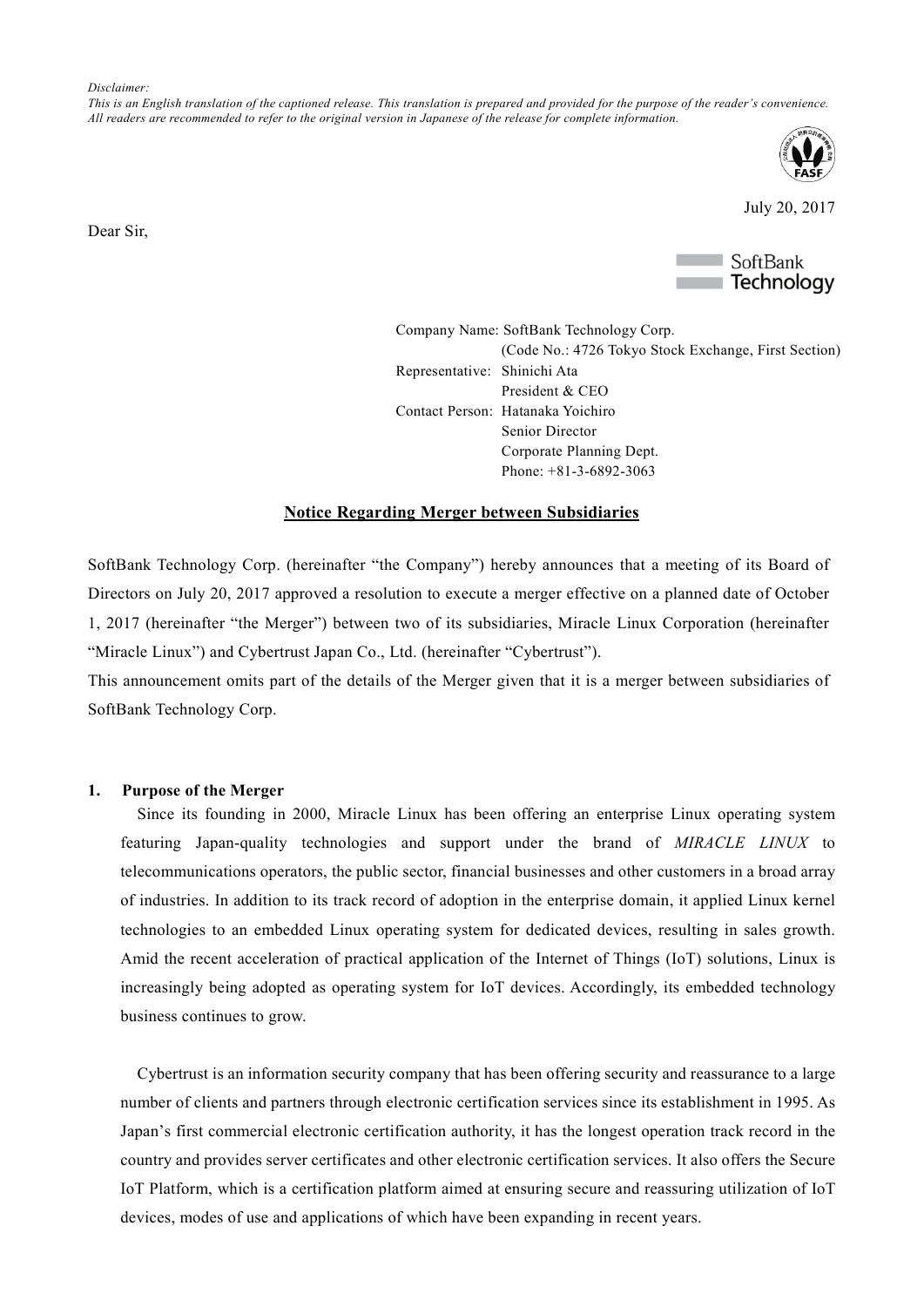*Disclaimer:*
*This is an English translation of the captioned release. This translation is prepared and provided for the purpose of the reader's convenience. All readers are recommended to refer to the original version in Japanese of the release for complete information.*

July 20, 2017

Dear Sir,

SoftBank Technology

Company Name: SoftBank Technology Corp.
(Code No.: 4726 Tokyo Stock Exchange, First Section)
Representative: Shinichi Ata
President & CEO
Contact Person: Hatanaka Yoichiro
Senior Director
Corporate Planning Dept.
Phone: +81-3-6892-3063

## Notice Regarding Merger between Subsidiaries

SoftBank Technology Corp. (hereinafter "the Company") hereby announces that a meeting of its Board of Directors on July 20, 2017 approved a resolution to execute a merger effective on a planned date of October 1, 2017 (hereinafter "the Merger") between two of its subsidiaries, Miracle Linux Corporation (hereinafter "Miracle Linux") and Cybertrust Japan Co., Ltd. (hereinafter "Cybertrust").
This announcement omits part of the details of the Merger given that it is a merger between subsidiaries of SoftBank Technology Corp.

### 1. Purpose of the Merger

Since its founding in 2000, Miracle Linux has been offering an enterprise Linux operating system featuring Japan-quality technologies and support under the brand of *MIRACLE LINUX* to telecommunications operators, the public sector, financial businesses and other customers in a broad array of industries. In addition to its track record of adoption in the enterprise domain, it applied Linux kernel technologies to an embedded Linux operating system for dedicated devices, resulting in sales growth. Amid the recent acceleration of practical application of the Internet of Things (IoT) solutions, Linux is increasingly being adopted as operating system for IoT devices. Accordingly, its embedded technology business continues to grow.

Cybertrust is an information security company that has been offering security and reassurance to a large number of clients and partners through electronic certification services since its establishment in 1995. As Japan's first commercial electronic certification authority, it has the longest operation track record in the country and provides server certificates and other electronic certification services. It also offers the Secure IoT Platform, which is a certification platform aimed at ensuring secure and reassuring utilization of IoT devices, modes of use and applications of which have been expanding in recent years.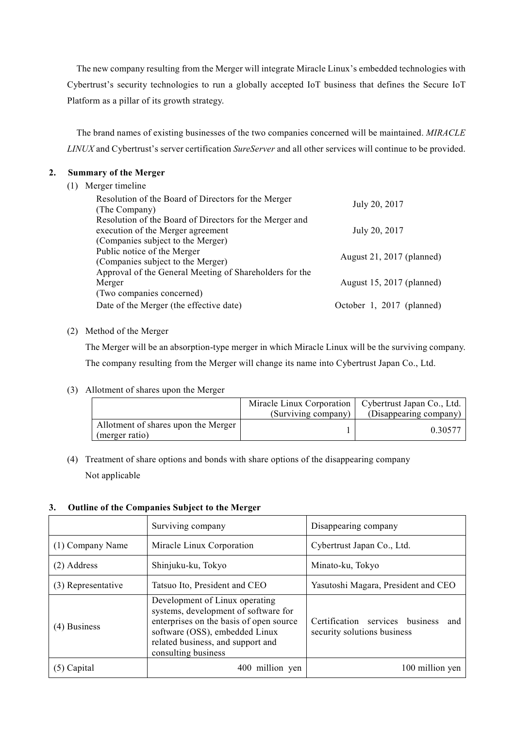The new company resulting from the Merger will integrate Miracle Linux's embedded technologies with Cybertrust's security technologies to run a globally accepted IoT business that defines the Secure IoT Platform as a pillar of its growth strategy.

The brand names of existing businesses of the two companies concerned will be maintained. *MIRACLE LINUX* and Cybertrust's server certification *SureServer* and all other services will continue to be provided.

## 2. Summary of the Merger

(1) Merger timeline

| | |
|---|---|
| Resolution of the Board of Directors for the Merger (The Company) | July 20, 2017 |
| Resolution of the Board of Directors for the Merger and execution of the Merger agreement (Companies subject to the Merger) | July 20, 2017 |
| Public notice of the Merger (Companies subject to the Merger) | August 21, 2017 (planned) |
| Approval of the General Meeting of Shareholders for the Merger (Two companies concerned) | August 15, 2017 (planned) |
| Date of the Merger (the effective date) | October 1, 2017 (planned) |

(2) Method of the Merger

The Merger will be an absorption-type merger in which Miracle Linux will be the surviving company. The company resulting from the Merger will change its name into Cybertrust Japan Co., Ltd.

(3) Allotment of shares upon the Merger

| | Miracle Linux Corporation (Surviving company) | Cybertrust Japan Co., Ltd. (Disappearing company) |
|---|---|---|
| Allotment of shares upon the Merger (merger ratio) | 1 | 0.30577 |

(4) Treatment of share options and bonds with share options of the disappearing company

Not applicable

## 3. Outline of the Companies Subject to the Merger

| | Surviving company | Disappearing company |
|---|---|---|
| (1) Company Name | Miracle Linux Corporation | Cybertrust Japan Co., Ltd. |
| (2) Address | Shinjuku-ku, Tokyo | Minato-ku, Tokyo |
| (3) Representative | Tatsuo Ito, President and CEO | Yasutoshi Magara, President and CEO |
| (4) Business | Development of Linux operating systems, development of software for enterprises on the basis of open source software (OSS), embedded Linux related business, and support and consulting business | Certification services business and security solutions business |
| (5) Capital | 400 million yen | 100 million yen |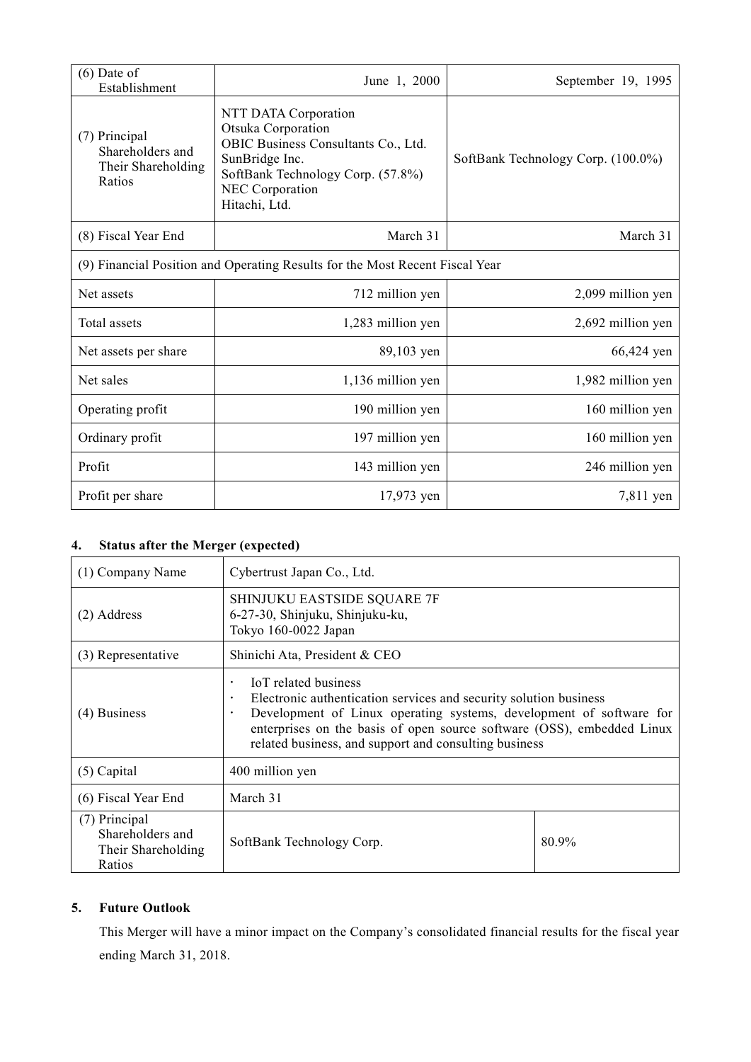| | | |
|---|---|---|
| (6) Date of Establishment | June 1, 2000 | September 19, 1995 |
| (7) Principal Shareholders and Their Shareholding Ratios | NTT DATA Corporation<br>Otsuka Corporation<br>OBIC Business Consultants Co., Ltd.<br>SunBridge Inc.<br>SoftBank Technology Corp. (57.8%)<br>NEC Corporation<br>Hitachi, Ltd. | SoftBank Technology Corp. (100.0%) |
| (8) Fiscal Year End | March 31 | March 31 |
| (9) Financial Position and Operating Results for the Most Recent Fiscal Year | | |
| Net assets | 712 million yen | 2,099 million yen |
| Total assets | 1,283 million yen | 2,692 million yen |
| Net assets per share | 89,103 yen | 66,424 yen |
| Net sales | 1,136 million yen | 1,982 million yen |
| Operating profit | 190 million yen | 160 million yen |
| Ordinary profit | 197 million yen | 160 million yen |
| Profit | 143 million yen | 246 million yen |
| Profit per share | 17,973 yen | 7,811 yen |

## 4. Status after the Merger (expected)

| | | |
|---|---|---|
| (1) Company Name | Cybertrust Japan Co., Ltd. | |
| (2) Address | SHINJUKU EASTSIDE SQUARE 7F<br>6-27-30, Shinjuku, Shinjuku-ku,<br>Tokyo 160-0022 Japan | |
| (3) Representative | Shinichi Ata, President & CEO | |
| (4) Business | ・ IoT related business<br>・ Electronic authentication services and security solution business<br>・ Development of Linux operating systems, development of software for enterprises on the basis of open source software (OSS), embedded Linux related business, and support and consulting business | |
| (5) Capital | 400 million yen | |
| (6) Fiscal Year End | March 31 | |
| (7) Principal Shareholders and Their Shareholding Ratios | SoftBank Technology Corp. | 80.9% |

## 5. Future Outlook

This Merger will have a minor impact on the Company's consolidated financial results for the fiscal year ending March 31, 2018.